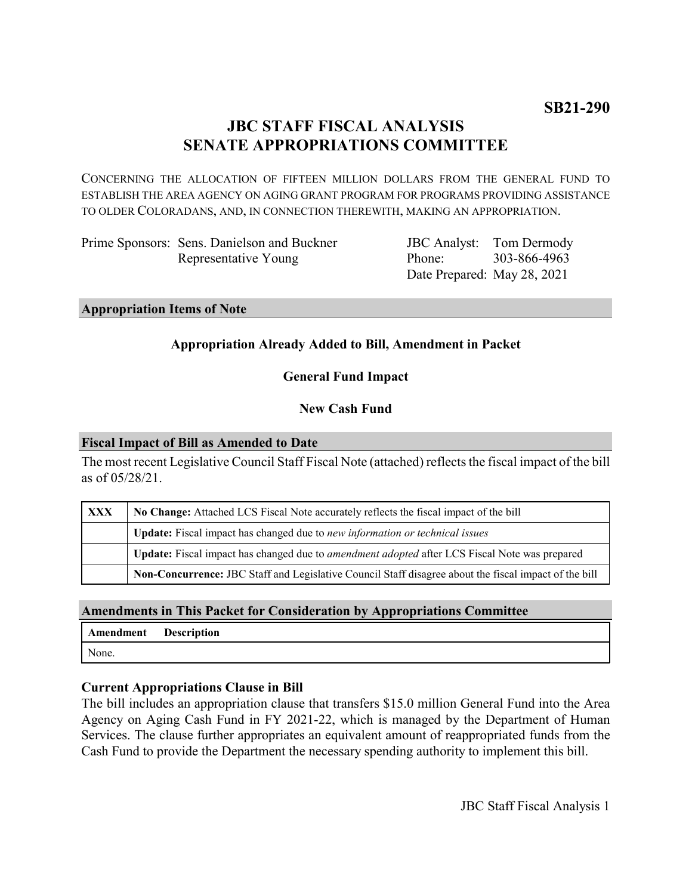**SB21-290**

# JBC STAFF FISCAL ANALYSIS
# SENATE APPROPRIATIONS COMMITTEE

CONCERNING THE ALLOCATION OF FIFTEEN MILLION DOLLARS FROM THE GENERAL FUND TO ESTABLISH THE AREA AGENCY ON AGING GRANT PROGRAM FOR PROGRAMS PROVIDING ASSISTANCE TO OLDER COLORADANS, AND, IN CONNECTION THEREWITH, MAKING AN APPROPRIATION.

| | | | |
|---|---|---|---|
| Prime Sponsors: | Sens. Danielson and Buckner<br>Representative Young | JBC Analyst:<br>Phone:<br>Date Prepared: | Tom Dermody<br>303-866-4963<br>May 28, 2021 |

## Appropriation Items of Note

**Appropriation Already Added to Bill, Amendment in Packet**

**General Fund Impact**

**New Cash Fund**

## Fiscal Impact of Bill as Amended to Date

The most recent Legislative Council Staff Fiscal Note (attached) reflects the fiscal impact of the bill as of 05/28/21.

| | |
|---|---|
| **XXX** | **No Change:** Attached LCS Fiscal Note accurately reflects the fiscal impact of the bill |
| | **Update:** Fiscal impact has changed due to *new information or technical issues* |
| | **Update:** Fiscal impact has changed due to *amendment adopted* after LCS Fiscal Note was prepared |
| | **Non-Concurrence:** JBC Staff and Legislative Council Staff disagree about the fiscal impact of the bill |

## Amendments in This Packet for Consideration by Appropriations Committee

| Amendment | Description |
|---|---|
| None. | |

### Current Appropriations Clause in Bill

The bill includes an appropriation clause that transfers $15.0 million General Fund into the Area Agency on Aging Cash Fund in FY 2021-22, which is managed by the Department of Human Services. The clause further appropriates an equivalent amount of reappropriated funds from the Cash Fund to provide the Department the necessary spending authority to implement this bill.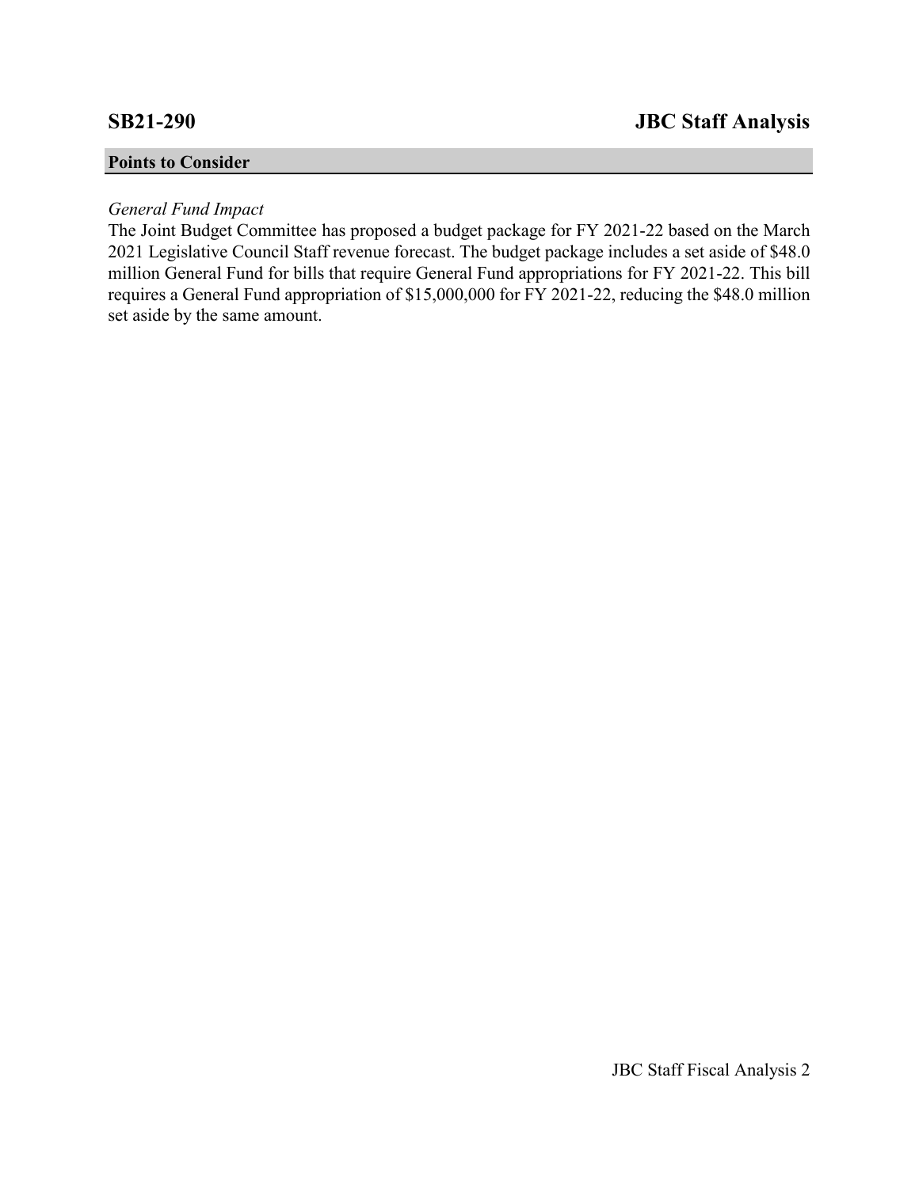## Points to Consider

*General Fund Impact*

The Joint Budget Committee has proposed a budget package for FY 2021-22 based on the March 2021 Legislative Council Staff revenue forecast. The budget package includes a set aside of $48.0 million General Fund for bills that require General Fund appropriations for FY 2021-22. This bill requires a General Fund appropriation of $15,000,000 for FY 2021-22, reducing the $48.0 million set aside by the same amount.